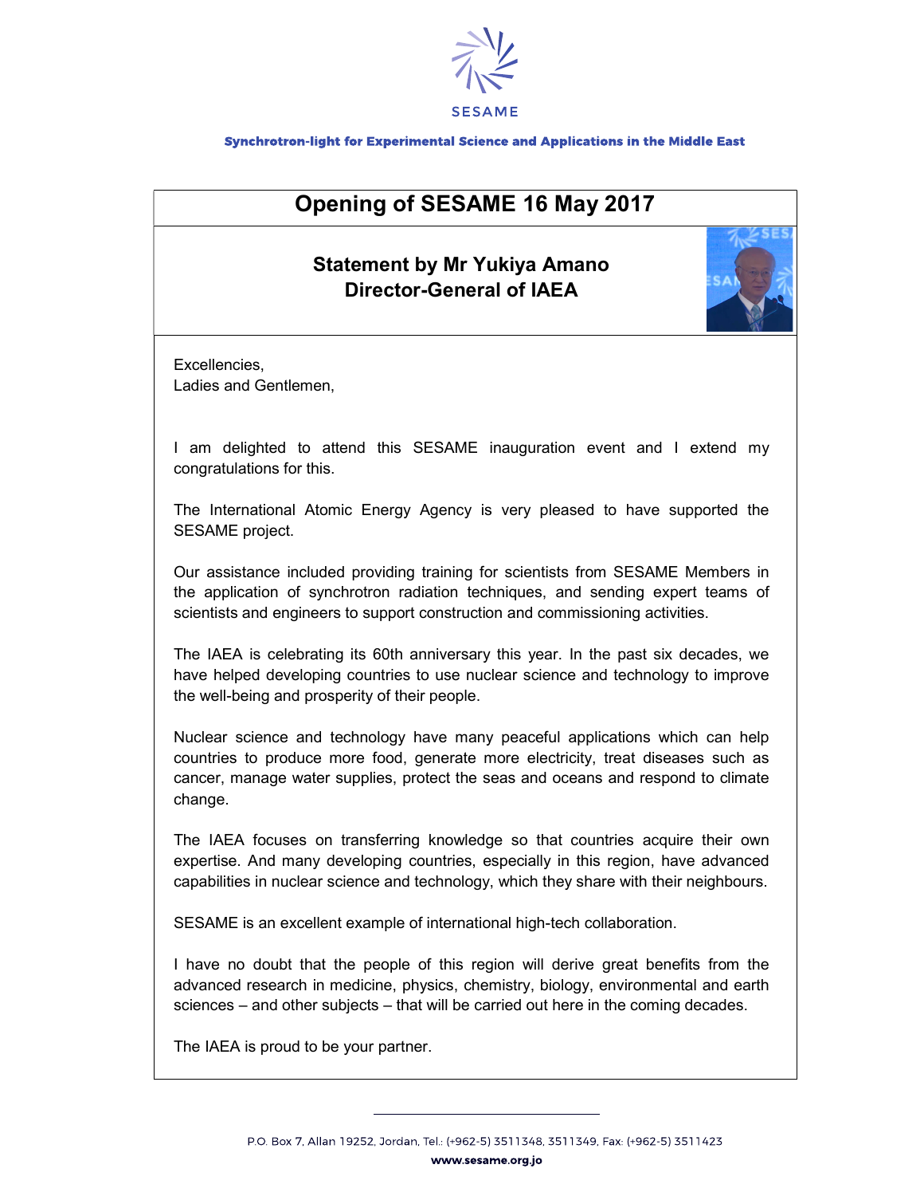SESAME

**Synchrotron-light for Experimental Science and Applications in the Middle East**

# Opening of SESAME 16 May 2017

## Statement by Mr Yukiya Amano
## Director-General of IAEA

Excellencies,
Ladies and Gentlemen,

I am delighted to attend this SESAME inauguration event and I extend my congratulations for this.

The International Atomic Energy Agency is very pleased to have supported the SESAME project.

Our assistance included providing training for scientists from SESAME Members in the application of synchrotron radiation techniques, and sending expert teams of scientists and engineers to support construction and commissioning activities.

The IAEA is celebrating its 60th anniversary this year. In the past six decades, we have helped developing countries to use nuclear science and technology to improve the well-being and prosperity of their people.

Nuclear science and technology have many peaceful applications which can help countries to produce more food, generate more electricity, treat diseases such as cancer, manage water supplies, protect the seas and oceans and respond to climate change.

The IAEA focuses on transferring knowledge so that countries acquire their own expertise. And many developing countries, especially in this region, have advanced capabilities in nuclear science and technology, which they share with their neighbours.

SESAME is an excellent example of international high-tech collaboration.

I have no doubt that the people of this region will derive great benefits from the advanced research in medicine, physics, chemistry, biology, environmental and earth sciences – and other subjects – that will be carried out here in the coming decades.

The IAEA is proud to be your partner.

P.O. Box 7, Allan 19252, Jordan, Tel.: (+962-5) 3511348, 3511349, Fax: (+962-5) 3511423
**www.sesame.org.jo**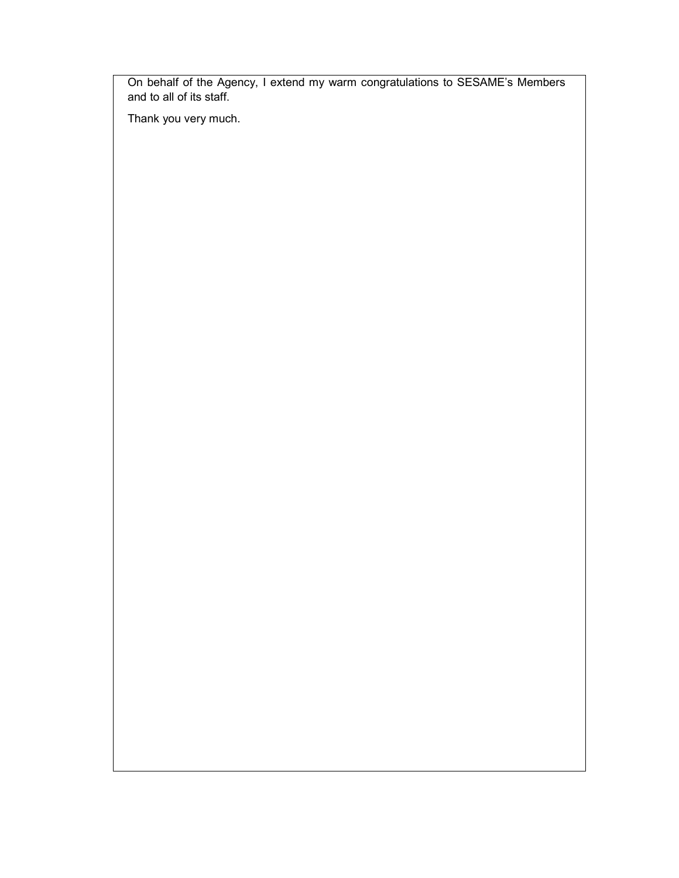On behalf of the Agency, I extend my warm congratulations to SESAME's Members and to all of its staff.

Thank you very much.